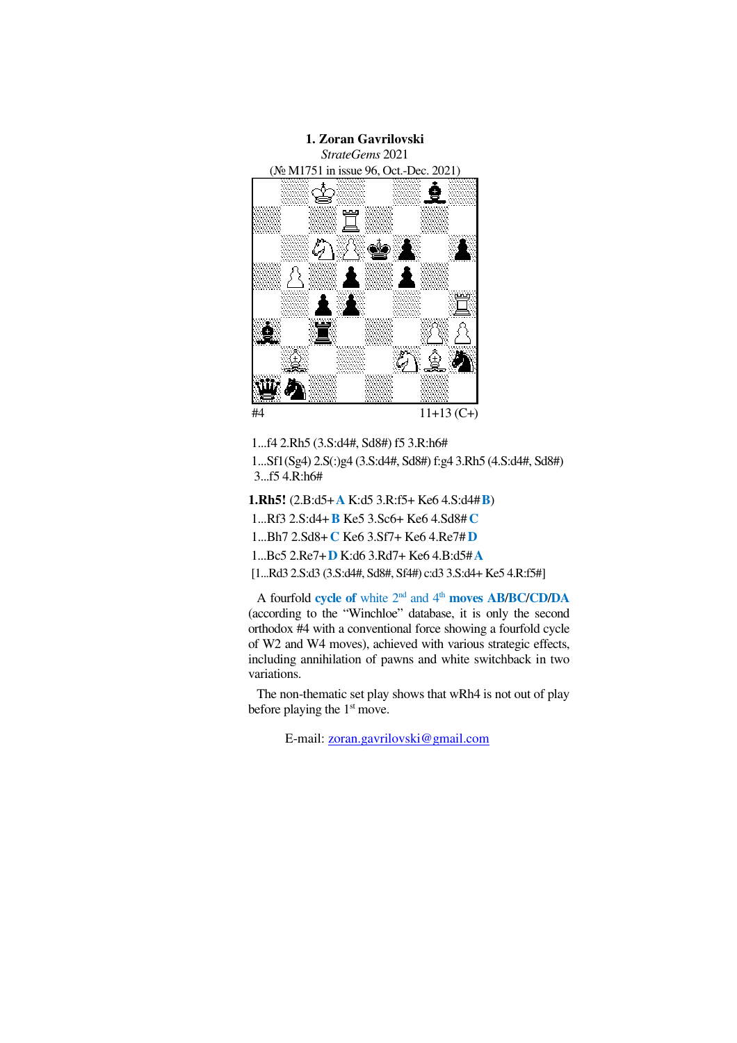**1. Zoran Gavrilovski**
*StrateGems* 2021
(№ M1751 in issue 96, Oct.-Dec. 2021)

#4 11+13 (C+)

1...f4 2.Rh5 (3.S:d4#, Sd8#) f5 3.R:h6#

1...Sf1(Sg4) 2.S(:)g4 (3.S:d4#, Sd8#) f:g4 3.Rh5 (4.S:d4#, Sd8#) 3...f5 4.R:h6#

**1.Rh5!** (2.B:d5+ **A** K:d5 3.R:f5+ Ke6 4.S:d4# **B**)

1...Rf3 2.S:d4+ **B** Ke5 3.Sc6+ Ke6 4.Sd8# **C**

1...Bh7 2.Sd8+ **C** Ke6 3.Sf7+ Ke6 4.Re7# **D**

1...Bc5 2.Re7+ **D** K:d6 3.Rd7+ Ke6 4.B:d5# **A**

[1...Rd3 2.S:d3 (3.S:d4#, Sd8#, Sf4#) c:d3 3.S:d4+ Ke5 4.R:f5#]

A fourfold **cycle of** white 2nd and 4th **moves AB/BC/CD/DA** (according to the "Winchloe" database, it is only the second orthodox #4 with a conventional force showing a fourfold cycle of W2 and W4 moves), achieved with various strategic effects, including annihilation of pawns and white switchback in two variations.

The non-thematic set play shows that wRh4 is not out of play before playing the 1st move.

E-mail: zoran.gavrilovski@gmail.com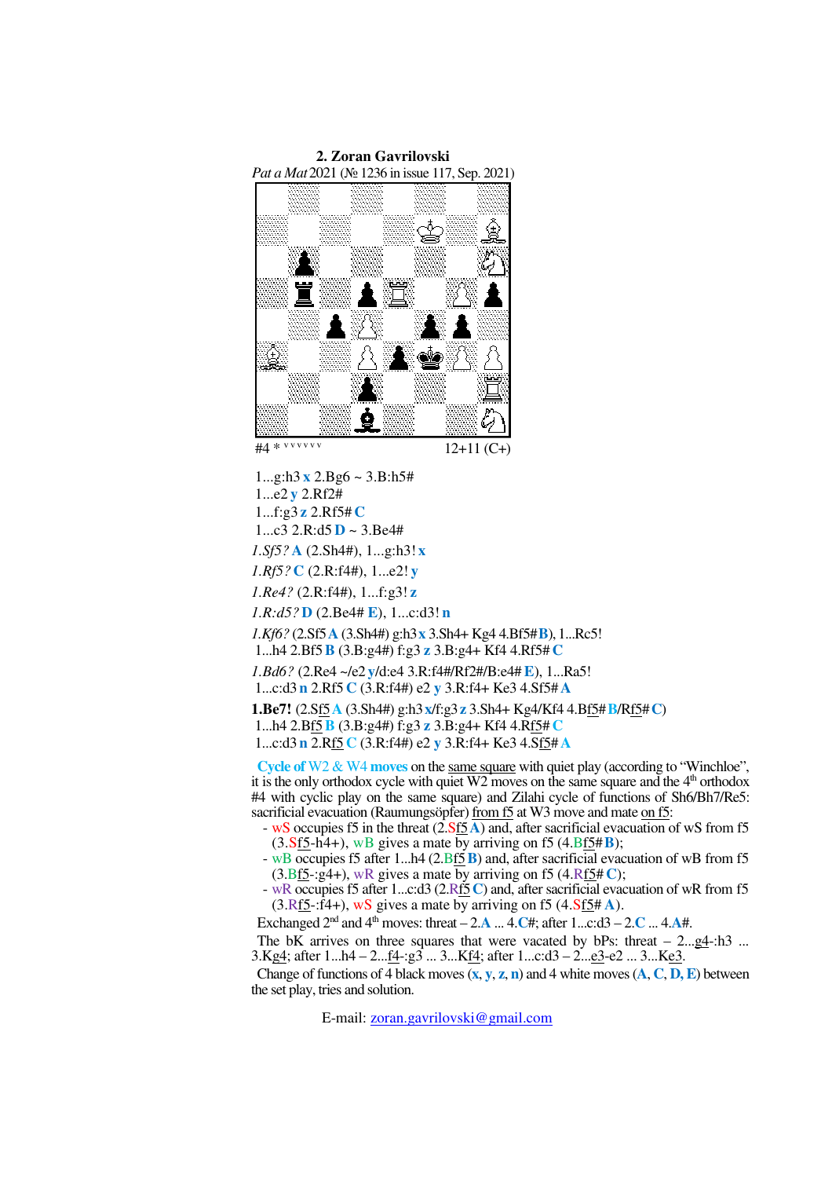**2. Zoran Gavrilovski**
*Pat a Mat* 2021 (№ 1236 in issue 117, Sep. 2021)

#4 * v v v v v v — 12+11 (C+)

1...g:h3 **x** 2.Bg6 ~ 3.B:h5#
1...e2 **y** 2.Rf2#
1...f:g3 **z** 2.Rf5# **C**
1...c3 2.R:d5 **D** ~ 3.Be4#

*1.Sf5?* **A** (2.Sh4#), 1...g:h3! **x**

*1.Rf5?* **C** (2.R:f4#), 1...e2! **y**

*1.Re4?* (2.R:f4#), 1...f:g3! **z**

*1.R:d5?* **D** (2.Be4# **E**), 1...c:d3! **n**

*1.Kf6?* (2.Sf5 **A** (3.Sh4#) g:h3 **x** 3.Sh4+ Kg4 4.Bf5# **B**), 1...Rc5!
1...h4 2.Bf5 **B** (3.B:g4#) f:g3 **z** 3.B:g4+ Kf4 4.Rf5# **C**

*1.Bd6?* (2.Re4 ~/e2 **y**/d:e4 3.R:f4#/Rf2#/B:e4# **E**), 1...Ra5!
1...c:d3 **n** 2.Rf5 **C** (3.R:f4#) e2 **y** 3.R:f4+ Ke3 4.Sf5# **A**

**1.Be7!** (2.Sf5 **A** (3.Sh4#) g:h3 **x**/f:g3 **z** 3.Sh4+ Kg4/Kf4 4.Bf5# **B**/Rf5# **C**)
1...h4 2.Bf5 **B** (3.B:g4#) f:g3 **z** 3.B:g4+ Kf4 4.Rf5# **C**
1...c:d3 **n** 2.Rf5 **C** (3.R:f4#) e2 **y** 3.R:f4+ Ke3 4.Sf5# **A**

**Cycle of** W2 & W4 **moves** on the same square with quiet play (according to "Winchloe", it is the only orthodox cycle with quiet W2 moves on the same square and the 4th orthodox #4 with cyclic play on the same square) and Zilahi cycle of functions of Sh6/Bh7/Re5: sacrificial evacuation (Raumungsöpfer) from f5 at W3 move and mate on f5:

- wS occupies f5 in the threat (2.Sf5 **A**) and, after sacrificial evacuation of wS from f5 (3.Sf5-h4+), wB gives a mate by arriving on f5 (4.Bf5# **B**);
- wB occupies f5 after 1...h4 (2.Bf5 **B**) and, after sacrificial evacuation of wB from f5 (3.Bf5-:g4+), wR gives a mate by arriving on f5 (4.Rf5# **C**);
- wR occupies f5 after 1...c:d3 (2.Rf5 **C**) and, after sacrificial evacuation of wR from f5 (3.Rf5-:f4+), wS gives a mate by arriving on f5 (4.Sf5# **A**).

Exchanged 2nd and 4th moves: threat – 2.**A** ... 4.**C**#; after 1...c:d3 – 2.**C** ... 4.**A**#.

The bK arrives on three squares that were vacated by bPs: threat – 2...g4-:h3 ... 3.Kg4; after 1...h4 – 2...f4-:g3 ... 3...Kf4; after 1...c:d3 – 2...e3-e2 ... 3...Ke3.

Change of functions of 4 black moves (**x**, **y**, **z**, **n**) and 4 white moves (**A**, **C**, **D**, **E**) between the set play, tries and solution.

E-mail: zoran.gavrilovski@gmail.com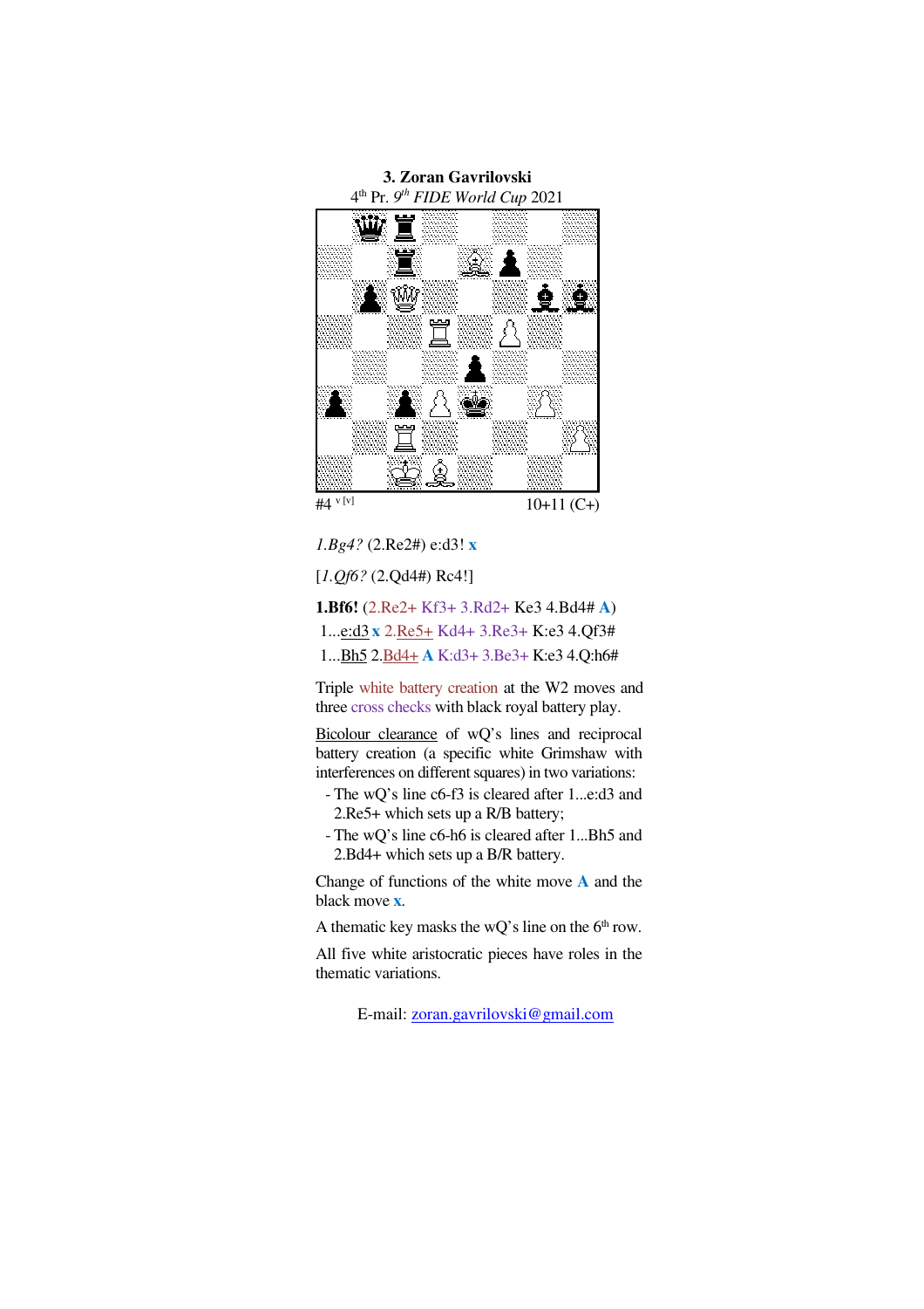**3. Zoran Gavrilovski**

4th Pr. *9th FIDE World Cup* 2021

#4 v [v] 10+11 (C+)

*1.Bg4?* (2.Re2#) e:d3! **x**

[*1.Qf6?* (2.Qd4#) Rc4!]

**1.Bf6!** (2.Re2+ Kf3+ 3.Rd2+ Ke3 4.Bd4# **A**)

1...e:d3 **x** 2.Re5+ Kd4+ 3.Re3+ K:e3 4.Qf3#

1...Bh5 2.Bd4+ **A** K:d3+ 3.Be3+ K:e3 4.Q:h6#

Triple white battery creation at the W2 moves and three cross checks with black royal battery play.

Bicolour clearance of wQ's lines and reciprocal battery creation (a specific white Grimshaw with interferences on different squares) in two variations:

- The wQ's line c6-f3 is cleared after 1...e:d3 and 2.Re5+ which sets up a R/B battery;
- The wQ's line c6-h6 is cleared after 1...Bh5 and 2.Bd4+ which sets up a B/R battery.

Change of functions of the white move **A** and the black move **x**.

A thematic key masks the wQ's line on the 6th row.

All five white aristocratic pieces have roles in the thematic variations.

E-mail: zoran.gavrilovski@gmail.com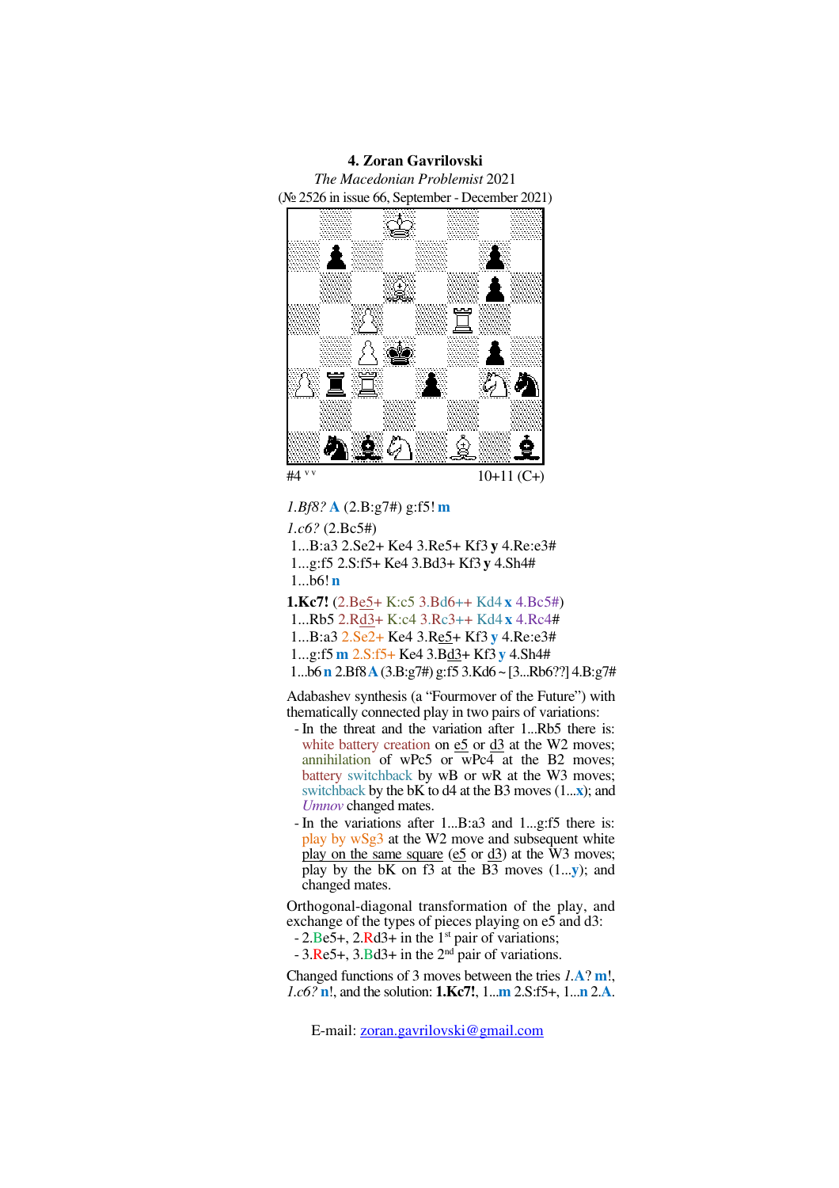**4. Zoran Gavrilovski**

*The Macedonian Problemist* 2021

(№ 2526 in issue 66, September - December 2021)

#4 v v                                                  10+11 (C+)

*1.Bf8?* **A** (2.B:g7#) g:f5! **m**

*1.c6?* (2.Bc5#)

1...B:a3 2.Se2+ Ke4 3.Re5+ Kf3 **y** 4.Re:e3#

1...g:f5 2.S:f5+ Ke4 3.Bd3+ Kf3 **y** 4.Sh4#

1...b6! **n**

**1.Kc7!** (2.Be5+ K:c5 3.Bd6++ Kd4 **x** 4.Bc5#)

1...Rb5 2.Rd3+ K:c4 3.Rc3++ Kd4 **x** 4.Rc4#

1...B:a3 2.Se2+ Ke4 3.Re5+ Kf3 **y** 4.Re:e3#

1...g:f5 **m** 2.S:f5+ Ke4 3.Bd3+ Kf3 **y** 4.Sh4#

1...b6 **n** 2.Bf8 **A** (3.B:g7#) g:f5 3.Kd6 ~ [3...Rb6??] 4.B:g7#

Adabashev synthesis (a "Fourmover of the Future") with thematically connected play in two pairs of variations:

- In the threat and the variation after 1...Rb5 there is: white battery creation on e5 or d3 at the W2 moves; annihilation of wPc5 or wPc4 at the B2 moves; battery switchback by wB or wR at the W3 moves; switchback by the bK to d4 at the B3 moves (1...**x**); and *Umnov* changed mates.
- In the variations after 1...B:a3 and 1...g:f5 there is: play by wSg3 at the W2 move and subsequent white play on the same square (e5 or d3) at the W3 moves; play by the bK on f3 at the B3 moves (1...**y**); and changed mates.

Orthogonal-diagonal transformation of the play, and exchange of the types of pieces playing on e5 and d3:

- 2.Be5+, 2.Rd3+ in the 1st pair of variations;
- 3.Re5+, 3.Bd3+ in the 2nd pair of variations.

Changed functions of 3 moves between the tries *1.***A**? **m**!, *1.c6?* **n**!, and the solution: **1.Kc7!**, 1...**m** 2.S:f5+, 1...**n** 2.**A**.

E-mail: zoran.gavrilovski@gmail.com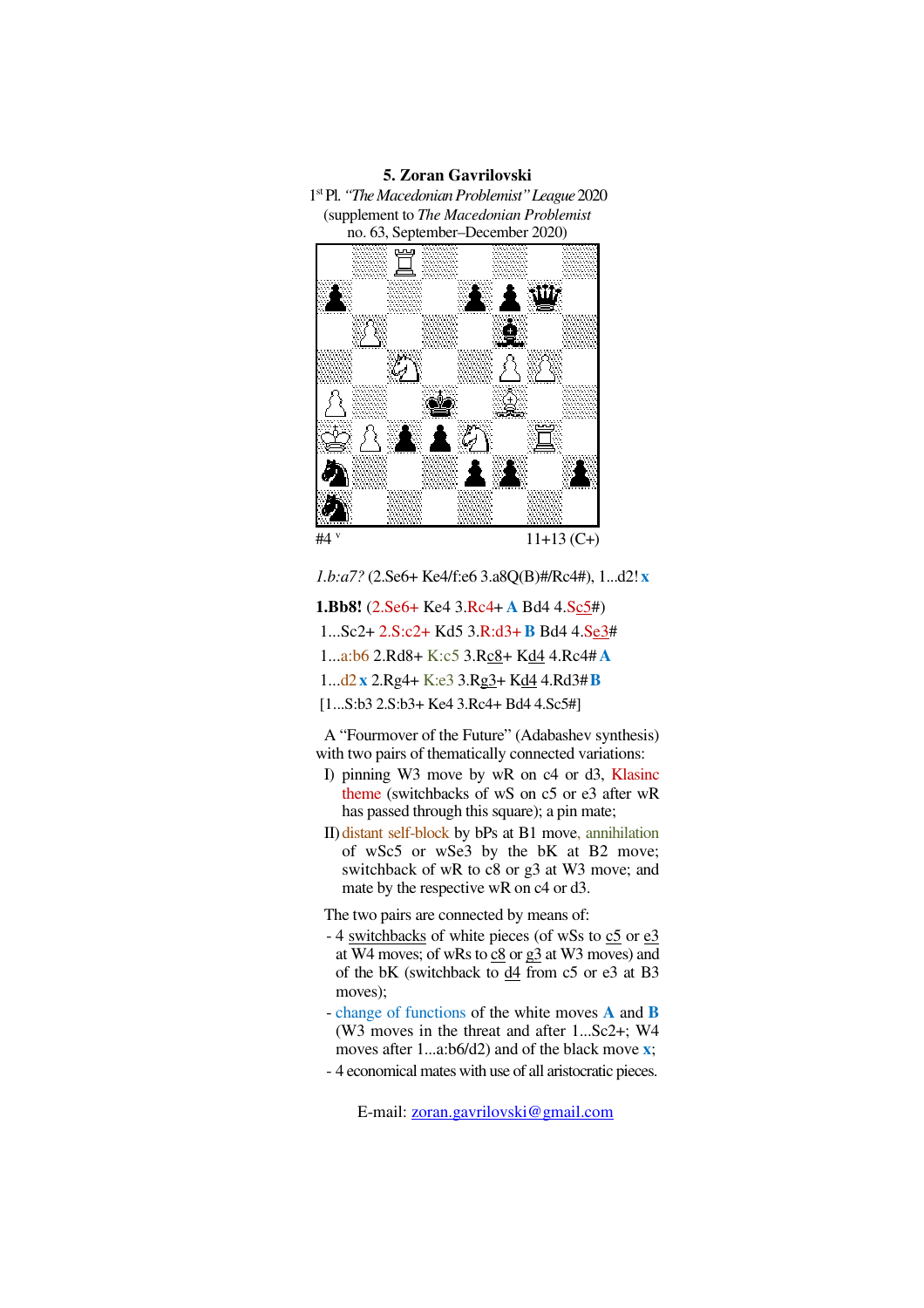**5. Zoran Gavrilovski**

1st Pl. *"The Macedonian Problemist" League* 2020
(supplement to *The Macedonian Problemist* no. 63, September–December 2020)

#4 v    11+13 (C+)

*1.b:a7?* (2.Se6+ Ke4/f:e6 3.a8Q(B)#/Rc4#), 1...d2! **x**

**1.Bb8!** (2.Se6+ Ke4 3.Rc4+ **A** Bd4 4.Sc5#)

1...Sc2+ 2.S:c2+ Kd5 3.R:d3+ **B** Bd4 4.Se3#

1...a:b6 2.Rd8+ K:c5 3.Rc8+ Kd4 4.Rc4# **A**

1...d2 **x** 2.Rg4+ K:e3 3.Rg3+ Kd4 4.Rd3# **B**

[1...S:b3 2.S:b3+ Ke4 3.Rc4+ Bd4 4.Sc5#]

A "Fourmover of the Future" (Adabashev synthesis) with two pairs of thematically connected variations:

I) pinning W3 move by wR on c4 or d3, Klasinc theme (switchbacks of wS on c5 or e3 after wR has passed through this square); a pin mate;

II) distant self-block by bPs at B1 move, annihilation of wSc5 or wSe3 by the bK at B2 move; switchback of wR to c8 or g3 at W3 move; and mate by the respective wR on c4 or d3.

The two pairs are connected by means of:

- 4 switchbacks of white pieces (of wSs to c5 or e3 at W4 moves; of wRs to c8 or g3 at W3 moves) and of the bK (switchback to d4 from c5 or e3 at B3 moves);
- change of functions of the white moves **A** and **B** (W3 moves in the threat and after 1...Sc2+; W4 moves after 1...a:b6/d2) and of the black move **x**;
- 4 economical mates with use of all aristocratic pieces.

E-mail: zoran.gavrilovski@gmail.com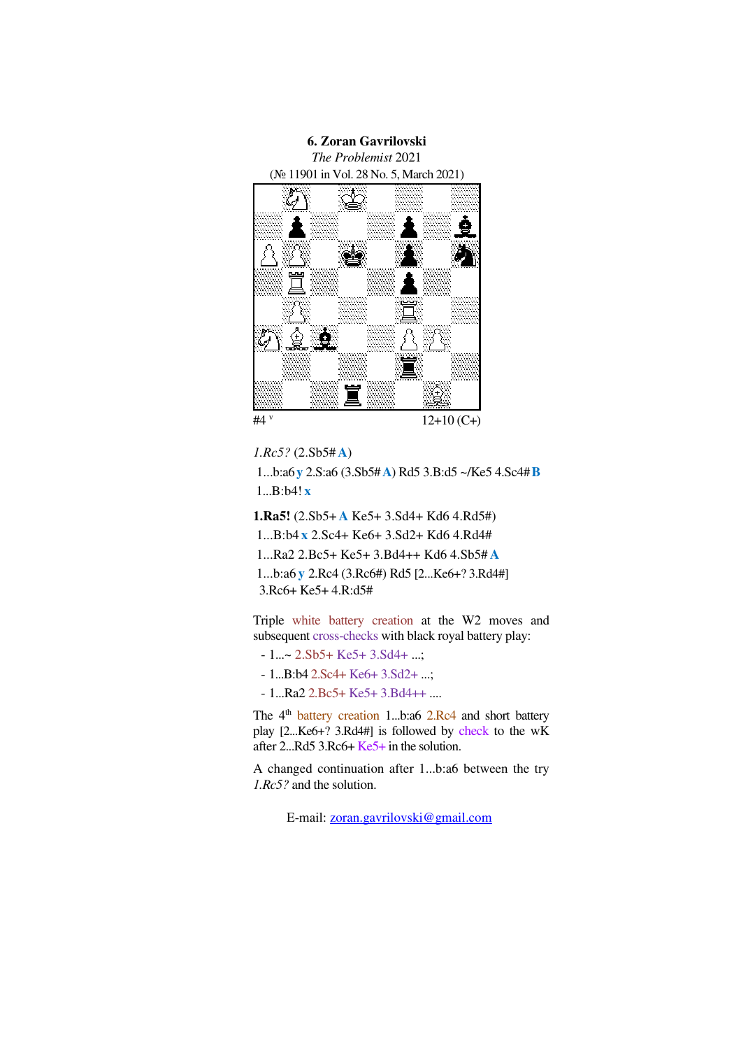**6. Zoran Gavrilovski**
*The Problemist* 2021
(№ 11901 in Vol. 28 No. 5, March 2021)

#4 ᵛ 12+10 (C+)

*1.Rc5?* (2.Sb5# **A**)

1...b:a6 **y** 2.S:a6 (3.Sb5# **A**) Rd5 3.B:d5 ~/Ke5 4.Sc4# **B**

1...B:b4! **x**

**1.Ra5!** (2.Sb5+ **A** Ke5+ 3.Sd4+ Kd6 4.Rd5#)

1...B:b4 **x** 2.Sc4+ Ke6+ 3.Sd2+ Kd6 4.Rd4#

1...Ra2 2.Bc5+ Ke5+ 3.Bd4++ Kd6 4.Sb5# **A**

1...b:a6 **y** 2.Rc4 (3.Rc6#) Rd5 [2...Ke6+? 3.Rd4#] 3.Rc6+ Ke5+ 4.R:d5#

Triple white battery creation at the W2 moves and subsequent cross-checks with black royal battery play:

- 1...~ 2.Sb5+ Ke5+ 3.Sd4+ ...;
- 1...B:b4 2.Sc4+ Ke6+ 3.Sd2+ ...;
- 1...Ra2 2.Bc5+ Ke5+ 3.Bd4++ ....

The 4th battery creation 1...b:a6 2.Rc4 and short battery play [2...Ke6+? 3.Rd4#] is followed by check to the wK after 2...Rd5 3.Rc6+ Ke5+ in the solution.

A changed continuation after 1...b:a6 between the try *1.Rc5?* and the solution.

E-mail: zoran.gavrilovski@gmail.com